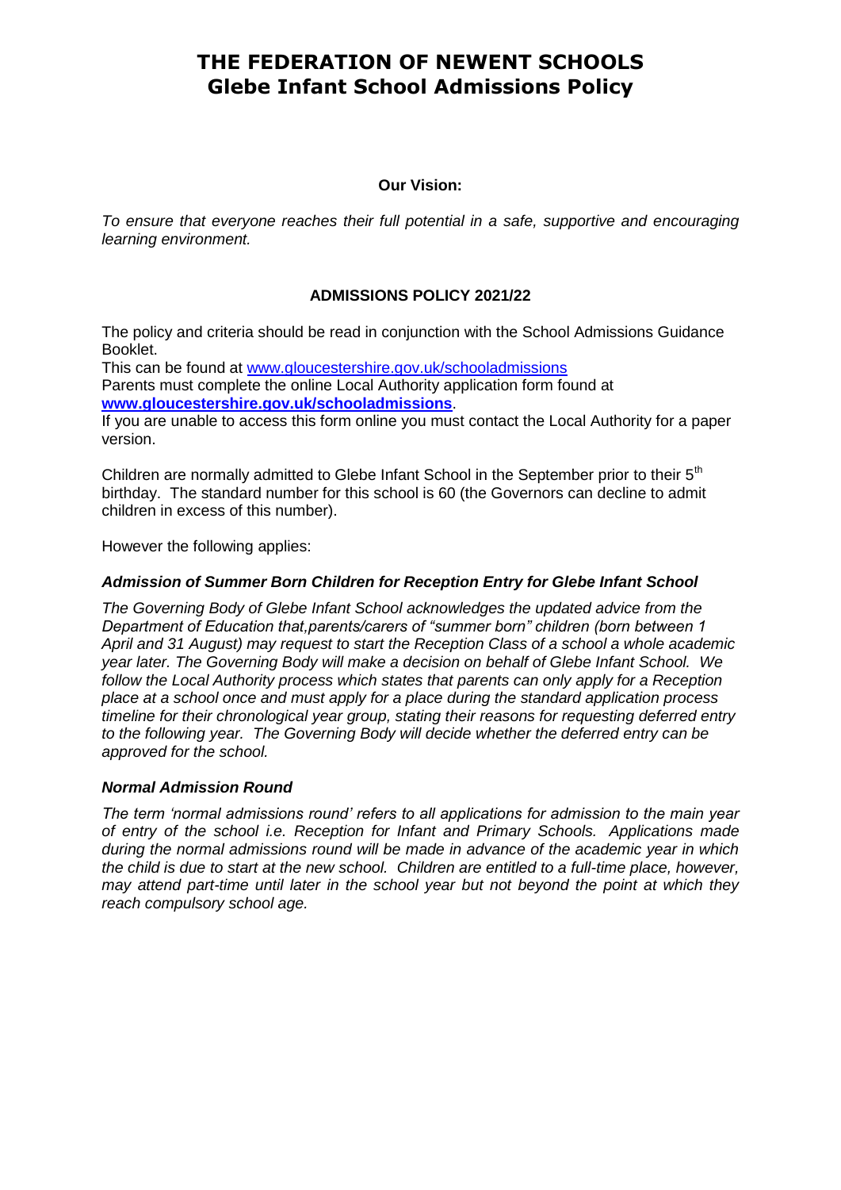# THE FEDERATION OF NEWENT SCHOOLS
# Glebe Infant School Admissions Policy

**Our Vision:**

*To ensure that everyone reaches their full potential in a safe, supportive and encouraging learning environment.*

## ADMISSIONS POLICY 2021/22

The policy and criteria should be read in conjunction with the School Admissions Guidance Booklet.

This can be found at www.gloucestershire.gov.uk/schooladmissions

Parents must complete the online Local Authority application form found at **www.gloucestershire.gov.uk/schooladmissions**.

If you are unable to access this form online you must contact the Local Authority for a paper version.

Children are normally admitted to Glebe Infant School in the September prior to their 5th birthday. The standard number for this school is 60 (the Governors can decline to admit children in excess of this number).

However the following applies:

### *Admission of Summer Born Children for Reception Entry for Glebe Infant School*

*The Governing Body of Glebe Infant School acknowledges the updated advice from the Department of Education that,parents/carers of "summer born" children (born between 1 April and 31 August) may request to start the Reception Class of a school a whole academic year later. The Governing Body will make a decision on behalf of Glebe Infant School. We follow the Local Authority process which states that parents can only apply for a Reception place at a school once and must apply for a place during the standard application process timeline for their chronological year group, stating their reasons for requesting deferred entry to the following year. The Governing Body will decide whether the deferred entry can be approved for the school.*

### *Normal Admission Round*

*The term 'normal admissions round' refers to all applications for admission to the main year of entry of the school i.e. Reception for Infant and Primary Schools. Applications made during the normal admissions round will be made in advance of the academic year in which the child is due to start at the new school. Children are entitled to a full-time place, however, may attend part-time until later in the school year but not beyond the point at which they reach compulsory school age.*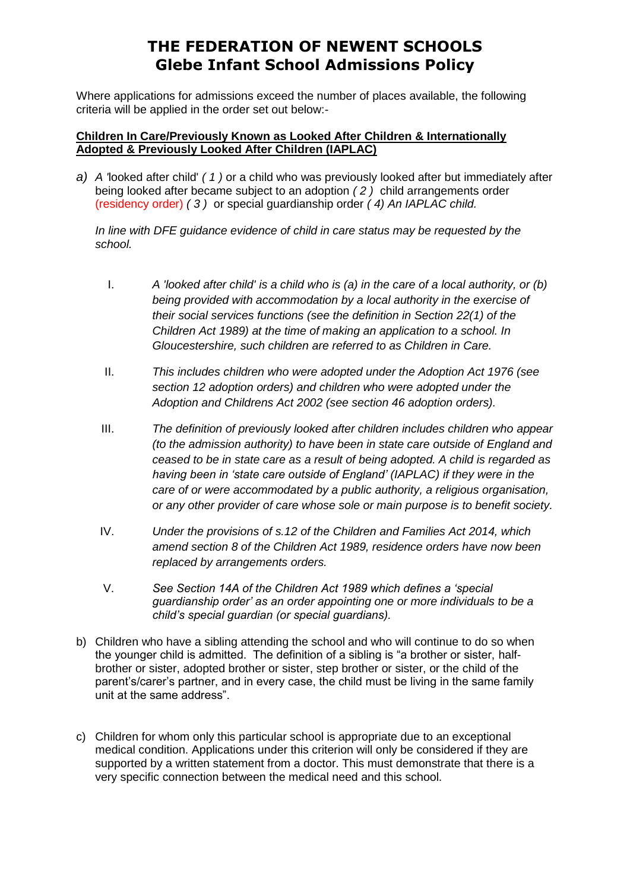# THE FEDERATION OF NEWENT SCHOOLS
# Glebe Infant School Admissions Policy

Where applications for admissions exceed the number of places available, the following criteria will be applied in the order set out below:-

**Children In Care/Previously Known as Looked After Children & Internationally Adopted & Previously Looked After Children (IAPLAC)**

a) *A* 'looked after child' *( 1 )* or a child who was previously looked after but immediately after being looked after became subject to an adoption *( 2 )* child arrangements order (residency order) *( 3 )* or special guardianship order *( 4) An IAPLAC child.*

   *In line with DFE guidance evidence of child in care status may be requested by the school.*

   I. *A 'looked after child' is a child who is (a) in the care of a local authority, or (b) being provided with accommodation by a local authority in the exercise of their social services functions (see the definition in Section 22(1) of the Children Act 1989) at the time of making an application to a school. In Gloucestershire, such children are referred to as Children in Care.*

   II. *This includes children who were adopted under the Adoption Act 1976 (see section 12 adoption orders) and children who were adopted under the Adoption and Childrens Act 2002 (see section 46 adoption orders).*

   III. *The definition of previously looked after children includes children who appear (to the admission authority) to have been in state care outside of England and ceased to be in state care as a result of being adopted. A child is regarded as having been in 'state care outside of England' (IAPLAC) if they were in the care of or were accommodated by a public authority, a religious organisation, or any other provider of care whose sole or main purpose is to benefit society.*

   IV. *Under the provisions of s.12 of the Children and Families Act 2014, which amend section 8 of the Children Act 1989, residence orders have now been replaced by arrangements orders.*

   V. *See Section 14A of the Children Act 1989 which defines a 'special guardianship order' as an order appointing one or more individuals to be a child's special guardian (or special guardians).*

b) Children who have a sibling attending the school and who will continue to do so when the younger child is admitted. The definition of a sibling is "a brother or sister, half-brother or sister, adopted brother or sister, step brother or sister, or the child of the parent's/carer's partner, and in every case, the child must be living in the same family unit at the same address".

c) Children for whom only this particular school is appropriate due to an exceptional medical condition. Applications under this criterion will only be considered if they are supported by a written statement from a doctor. This must demonstrate that there is a very specific connection between the medical need and this school.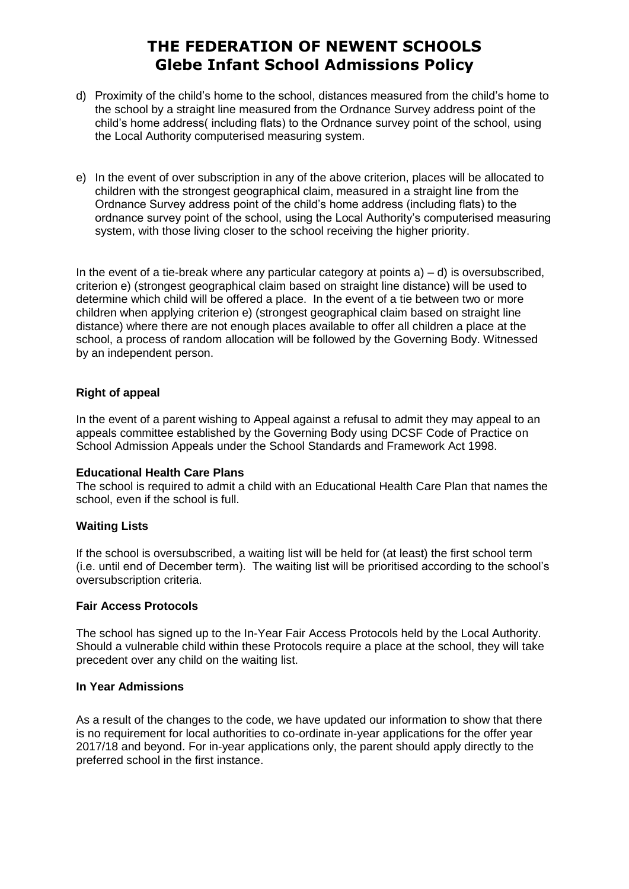# THE FEDERATION OF NEWENT SCHOOLS
## Glebe Infant School Admissions Policy

d) Proximity of the child's home to the school, distances measured from the child's home to the school by a straight line measured from the Ordnance Survey address point of the child's home address( including flats) to the Ordnance survey point of the school, using the Local Authority computerised measuring system.

e) In the event of over subscription in any of the above criterion, places will be allocated to children with the strongest geographical claim, measured in a straight line from the Ordnance Survey address point of the child's home address (including flats) to the ordnance survey point of the school, using the Local Authority's computerised measuring system, with those living closer to the school receiving the higher priority.

In the event of a tie-break where any particular category at points a) – d) is oversubscribed, criterion e) (strongest geographical claim based on straight line distance) will be used to determine which child will be offered a place. In the event of a tie between two or more children when applying criterion e) (strongest geographical claim based on straight line distance) where there are not enough places available to offer all children a place at the school, a process of random allocation will be followed by the Governing Body. Witnessed by an independent person.

**Right of appeal**

In the event of a parent wishing to Appeal against a refusal to admit they may appeal to an appeals committee established by the Governing Body using DCSF Code of Practice on School Admission Appeals under the School Standards and Framework Act 1998.

**Educational Health Care Plans**

The school is required to admit a child with an Educational Health Care Plan that names the school, even if the school is full.

**Waiting Lists**

If the school is oversubscribed, a waiting list will be held for (at least) the first school term (i.e. until end of December term). The waiting list will be prioritised according to the school's oversubscription criteria.

**Fair Access Protocols**

The school has signed up to the In-Year Fair Access Protocols held by the Local Authority. Should a vulnerable child within these Protocols require a place at the school, they will take precedent over any child on the waiting list.

**In Year Admissions**

As a result of the changes to the code, we have updated our information to show that there is no requirement for local authorities to co-ordinate in-year applications for the offer year 2017/18 and beyond. For in-year applications only, the parent should apply directly to the preferred school in the first instance.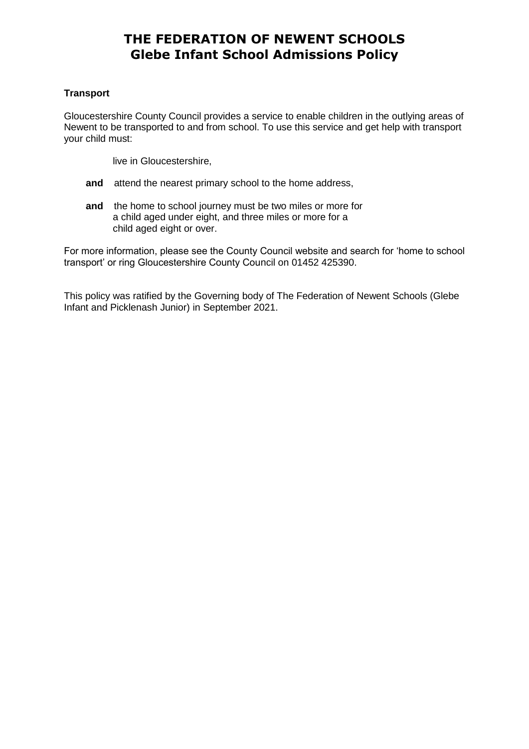# THE FEDERATION OF NEWENT SCHOOLS
## Glebe Infant School Admissions Policy

**Transport**

Gloucestershire County Council provides a service to enable children in the outlying areas of Newent to be transported to and from school. To use this service and get help with transport your child must:

live in Gloucestershire,

**and** attend the nearest primary school to the home address,

**and** the home to school journey must be two miles or more for a child aged under eight, and three miles or more for a child aged eight or over.

For more information, please see the County Council website and search for 'home to school transport' or ring Gloucestershire County Council on 01452 425390.

This policy was ratified by the Governing body of The Federation of Newent Schools (Glebe Infant and Picklenash Junior) in September 2021.